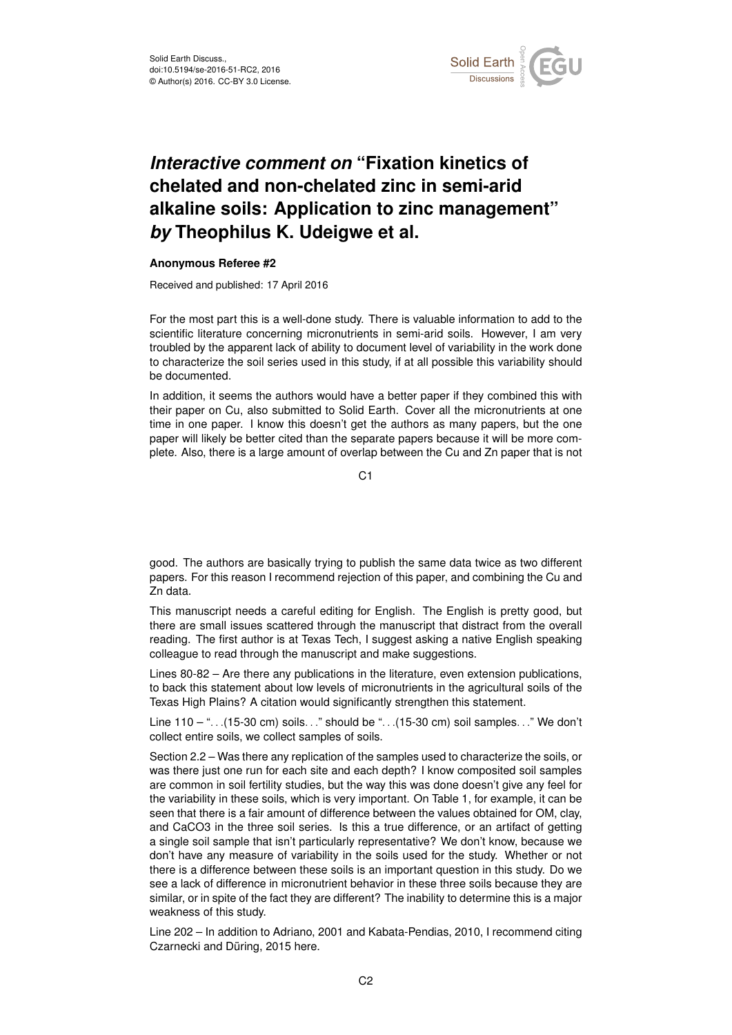# *Interactive comment on* "Fixation kinetics of chelated and non-chelated zinc in semi-arid alkaline soils: Application to zinc management" *by* Theophilus K. Udeigwe et al.

**Anonymous Referee #2**

Received and published: 17 April 2016

For the most part this is a well-done study. There is valuable information to add to the scientific literature concerning micronutrients in semi-arid soils. However, I am very troubled by the apparent lack of ability to document level of variability in the work done to characterize the soil series used in this study, if at all possible this variability should be documented.

In addition, it seems the authors would have a better paper if they combined this with their paper on Cu, also submitted to Solid Earth. Cover all the micronutrients at one time in one paper. I know this doesn't get the authors as many papers, but the one paper will likely be better cited than the separate papers because it will be more complete. Also, there is a large amount of overlap between the Cu and Zn paper that is not good. The authors are basically trying to publish the same data twice as two different papers. For this reason I recommend rejection of this paper, and combining the Cu and Zn data.

This manuscript needs a careful editing for English. The English is pretty good, but there are small issues scattered through the manuscript that distract from the overall reading. The first author is at Texas Tech, I suggest asking a native English speaking colleague to read through the manuscript and make suggestions.

Lines 80-82 – Are there any publications in the literature, even extension publications, to back this statement about low levels of micronutrients in the agricultural soils of the Texas High Plains? A citation would significantly strengthen this statement.

Line 110 – "...(15-30 cm) soils..." should be "...(15-30 cm) soil samples..." We don't collect entire soils, we collect samples of soils.

Section 2.2 – Was there any replication of the samples used to characterize the soils, or was there just one run for each site and each depth? I know composited soil samples are common in soil fertility studies, but the way this was done doesn't give any feel for the variability in these soils, which is very important. On Table 1, for example, it can be seen that there is a fair amount of difference between the values obtained for OM, clay, and $CaCO_3$ in the three soil series. Is this a true difference, or an artifact of getting a single soil sample that isn't particularly representative? We don't know, because we don't have any measure of variability in the soils used for the study. Whether or not there is a difference between these soils is an important question in this study. Do we see a lack of difference in micronutrient behavior in these three soils because they are similar, or in spite of the fact they are different? The inability to determine this is a major weakness of this study.

Line 202 – In addition to Adriano, 2001 and Kabata-Pendias, 2010, I recommend citing Czarnecki and Düring, 2015 here.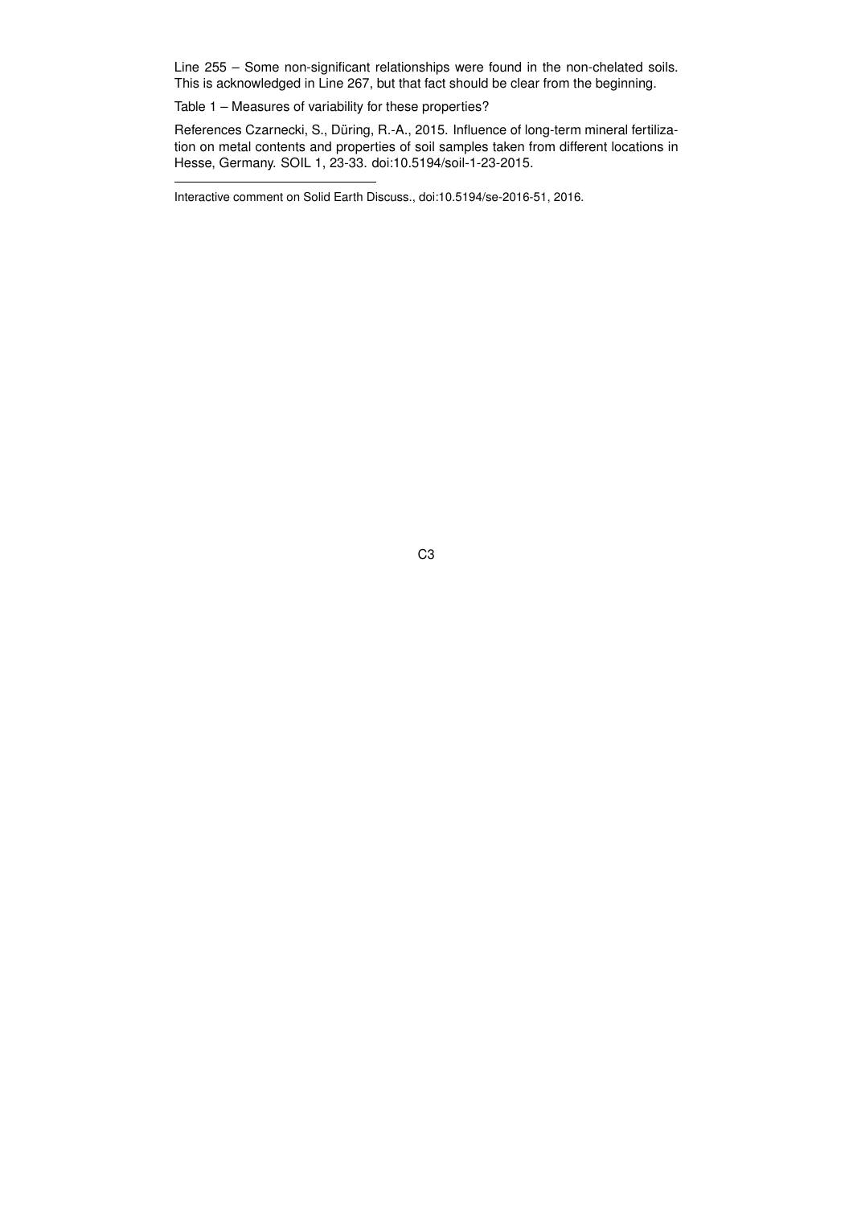Line 255 – Some non-significant relationships were found in the non-chelated soils. This is acknowledged in Line 267, but that fact should be clear from the beginning.

Table 1 – Measures of variability for these properties?

References Czarnecki, S., Düring, R.-A., 2015. Influence of long-term mineral fertilization on metal contents and properties of soil samples taken from different locations in Hesse, Germany. SOIL 1, 23-33. doi:10.5194/soil-1-23-2015.

---

Interactive comment on Solid Earth Discuss., doi:10.5194/se-2016-51, 2016.